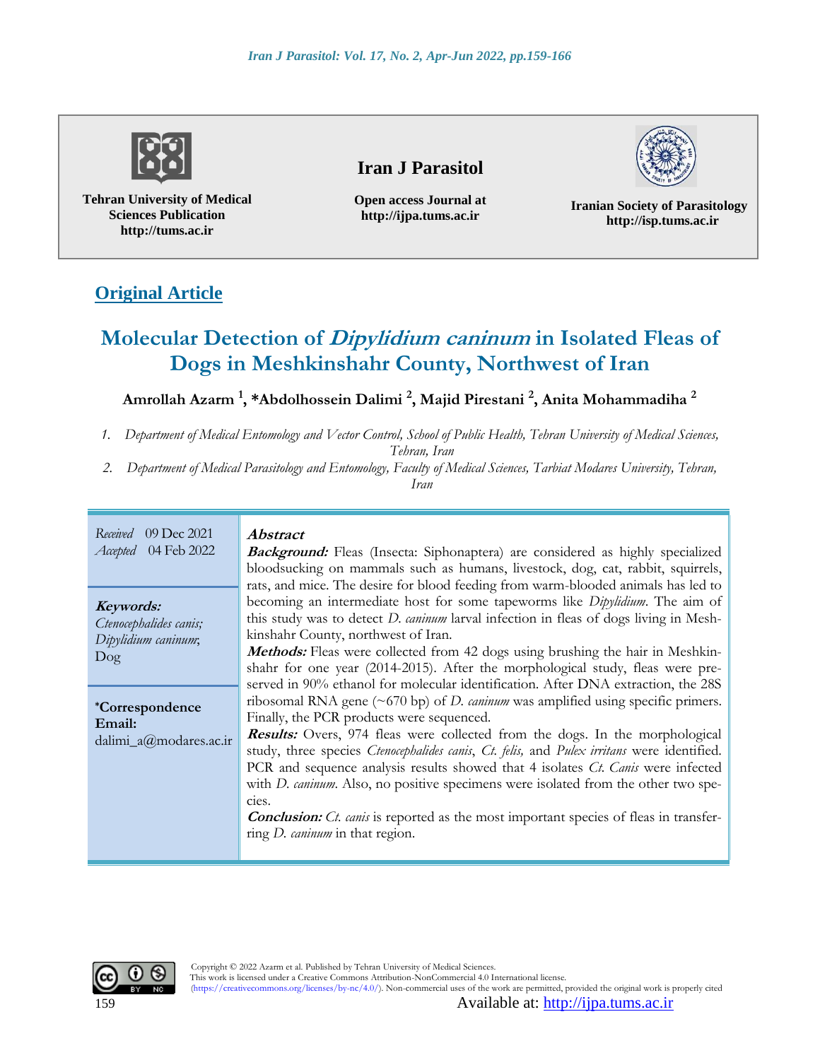Tehran University of Medical Sciences Publication
http://tums.ac.ir

**Iran J Parasitol**

Open access Journal at
http://ijpa.tums.ac.ir

Iranian Society of Parasitology
http://isp.tums.ac.ir

**Original Article**

# Molecular Detection of *Dipylidium caninum* in Isolated Fleas of Dogs in Meshkinshahr County, Northwest of Iran

**Amrollah Azarm [1], \*Abdolhossein Dalimi [2], Majid Pirestani [2], Anita Mohammadiha [2]**

1. *Department of Medical Entomology and Vector Control, School of Public Health, Tehran University of Medical Sciences, Tehran, Iran*
2. *Department of Medical Parasitology and Entomology, Faculty of Medical Sciences, Tarbiat Modares University, Tehran, Iran*

*Received* 09 Dec 2021
*Accepted* 04 Feb 2022

**Keywords:**
*Ctenocephalides canis*;
*Dipylidium caninum*;
Dog

**\*Correspondence Email:**
dalimi_a@modares.ac.ir

## Abstract

**Background:** Fleas (Insecta: Siphonaptera) are considered as highly specialized bloodsucking on mammals such as humans, livestock, dog, cat, rabbit, squirrels, rats, and mice. The desire for blood feeding from warm-blooded animals has led to becoming an intermediate host for some tapeworms like *Dipylidium*. The aim of this study was to detect *D. caninum* larval infection in fleas of dogs living in Meshkinshahr County, northwest of Iran.

**Methods:** Fleas were collected from 42 dogs using brushing the hair in Meshkinshahr for one year (2014-2015). After the morphological study, fleas were preserved in 90% ethanol for molecular identification. After DNA extraction, the 28S ribosomal RNA gene (~670 bp) of *D. caninum* was amplified using specific primers. Finally, the PCR products were sequenced.

**Results:** Overs, 974 fleas were collected from the dogs. In the morphological study, three species *Ctenocephalides canis*, *Ct. felis,* and *Pulex irritans* were identified. PCR and sequence analysis results showed that 4 isolates *Ct. Canis* were infected with *D. caninum*. Also, no positive specimens were isolated from the other two species.

**Conclusion:** *Ct. canis* is reported as the most important species of fleas in transferring *D. caninum* in that region.

Copyright © 2022 Azarm et al. Published by Tehran University of Medical Sciences.
This work is licensed under a Creative Commons Attribution-NonCommercial 4.0 International license.
(https://creativecommons.org/licenses/by-nc/4.0/). Non-commercial uses of the work are permitted, provided the original work is properly cited

Available at: http://ijpa.tums.ac.ir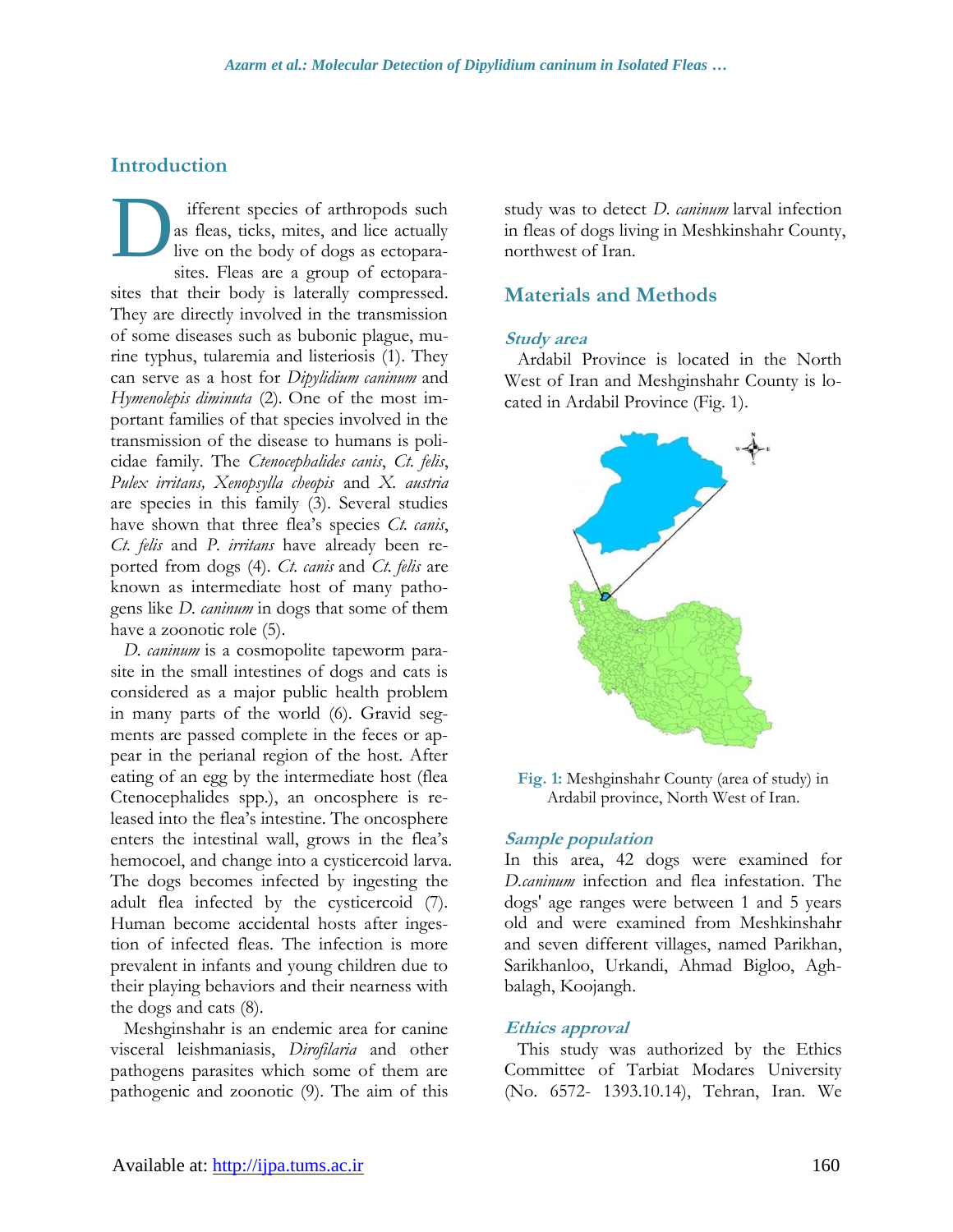## Introduction

Different species of arthropods such as fleas, ticks, mites, and lice actually live on the body of dogs as ectoparasites. Fleas are a group of ectoparasites that their body is laterally compressed. They are directly involved in the transmission of some diseases such as bubonic plague, murine typhus, tularemia and listeriosis (1). They can serve as a host for *Dipylidium caninum* and *Hymenolepis diminuta* (2). One of the most important families of that species involved in the transmission of the disease to humans is policidae family. The *Ctenocephalides canis*, *Ct. felis*, *Pulex irritans, Xenopsylla cheopis* and *X. austria* are species in this family (3). Several studies have shown that three flea's species *Ct. canis*, *Ct. felis* and *P. irritans* have already been reported from dogs (4). *Ct. canis* and *Ct. felis* are known as intermediate host of many pathogens like *D. caninum* in dogs that some of them have a zoonotic role (5).

*D. caninum* is a cosmopolite tapeworm parasite in the small intestines of dogs and cats is considered as a major public health problem in many parts of the world (6). Gravid segments are passed complete in the feces or appear in the perianal region of the host. After eating of an egg by the intermediate host (flea Ctenocephalides spp.), an oncosphere is released into the flea's intestine. The oncosphere enters the intestinal wall, grows in the flea's hemocoel, and change into a cysticercoid larva. The dogs becomes infected by ingesting the adult flea infected by the cysticercoid (7). Human become accidental hosts after ingestion of infected fleas. The infection is more prevalent in infants and young children due to their playing behaviors and their nearness with the dogs and cats (8).

Meshginshahr is an endemic area for canine visceral leishmaniasis, *Dirofilaria* and other pathogens parasites which some of them are pathogenic and zoonotic (9). The aim of this study was to detect *D. caninum* larval infection in fleas of dogs living in Meshkinshahr County, northwest of Iran.

## Materials and Methods

### *Study area*

Ardabil Province is located in the North West of Iran and Meshginshahr County is located in Ardabil Province (Fig. 1).

**Fig. 1:** Meshginshahr County (area of study) in Ardabil province, North West of Iran.

### *Sample population*

In this area, 42 dogs were examined for *D.caninum* infection and flea infestation. The dogs' age ranges were between 1 and 5 years old and were examined from Meshkinshahr and seven different villages, named Parikhan, Sarikhanloo, Urkandi, Ahmad Bigloo, Aghbalagh, Koojangh.

### *Ethics approval*

This study was authorized by the Ethics Committee of Tarbiat Modares University (No. 6572- 1393.10.14), Tehran, Iran. We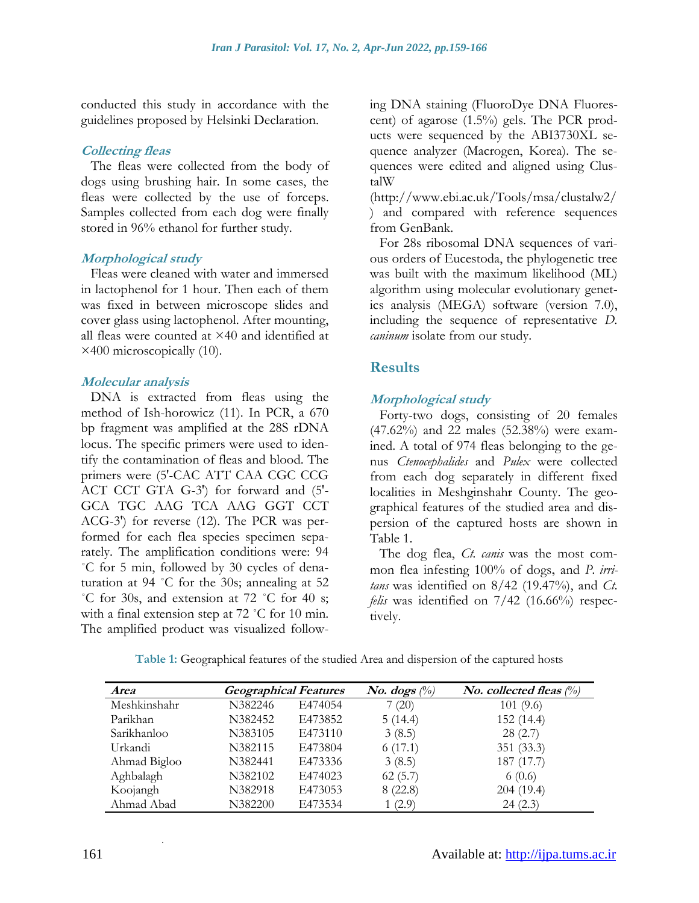conducted this study in accordance with the guidelines proposed by Helsinki Declaration.

### *Collecting fleas*

The fleas were collected from the body of dogs using brushing hair. In some cases, the fleas were collected by the use of forceps. Samples collected from each dog were finally stored in 96% ethanol for further study.

### *Morphological study*

Fleas were cleaned with water and immersed in lactophenol for 1 hour. Then each of them was fixed in between microscope slides and cover glass using lactophenol. After mounting, all fleas were counted at ×40 and identified at ×400 microscopically (10).

### *Molecular analysis*

DNA is extracted from fleas using the method of Ish-horowicz (11). In PCR, a 670 bp fragment was amplified at the 28S rDNA locus. The specific primers were used to identify the contamination of fleas and blood. The primers were (5'-CAC ATT CAA CGC CCG ACT CCT GTA G-3') for forward and (5'-GCA TGC AAG TCA AAG GGT CCT ACG-3') for reverse (12). The PCR was performed for each flea species specimen separately. The amplification conditions were: 94 ˚C for 5 min, followed by 30 cycles of denaturation at 94 ˚C for the 30s; annealing at 52 ˚C for 30s, and extension at 72 ˚C for 40 s; with a final extension step at 72 ˚C for 10 min. The amplified product was visualized following DNA staining (FluoroDye DNA Fluorescent) of agarose (1.5%) gels. The PCR products were sequenced by the ABI3730XL sequence analyzer (Macrogen, Korea). The sequences were edited and aligned using ClustalW (http://www.ebi.ac.uk/Tools/msa/clustalw2/) and compared with reference sequences from GenBank.

For 28s ribosomal DNA sequences of various orders of Eucestoda, the phylogenetic tree was built with the maximum likelihood (ML) algorithm using molecular evolutionary genetics analysis (MEGA) software (version 7.0), including the sequence of representative *D. caninum* isolate from our study.

## Results

### *Morphological study*

Forty-two dogs, consisting of 20 females (47.62%) and 22 males (52.38%) were examined. A total of 974 fleas belonging to the genus *Ctenocephalides* and *Pulex* were collected from each dog separately in different fixed localities in Meshginshahr County. The geographical features of the studied area and dispersion of the captured hosts are shown in Table 1.

The dog flea, *Ct. canis* was the most common flea infesting 100% of dogs, and *P. irritans* was identified on 8/42 (19.47%), and *Ct. felis* was identified on 7/42 (16.66%) respectively.

**Table 1:** Geographical features of the studied Area and dispersion of the captured hosts

| *Area* | *Geographical Features* | | *No. dogs (%)* | *No. collected fleas (%)* |
|---|---|---|---|---|
| Meshkinshahr | N382246 | E474054 | 7 (20) | 101 (9.6) |
| Parikhan | N382452 | E473852 | 5 (14.4) | 152 (14.4) |
| Sarikhanloo | N383105 | E473110 | 3 (8.5) | 28 (2.7) |
| Urkandi | N382115 | E473804 | 6 (17.1) | 351 (33.3) |
| Ahmad Bigloo | N382441 | E473336 | 3 (8.5) | 187 (17.7) |
| Aghbalagh | N382102 | E474023 | 62 (5.7) | 6 (0.6) |
| Koojangh | N382918 | E473053 | 8 (22.8) | 204 (19.4) |
| Ahmad Abad | N382200 | E473534 | 1 (2.9) | 24 (2.3) |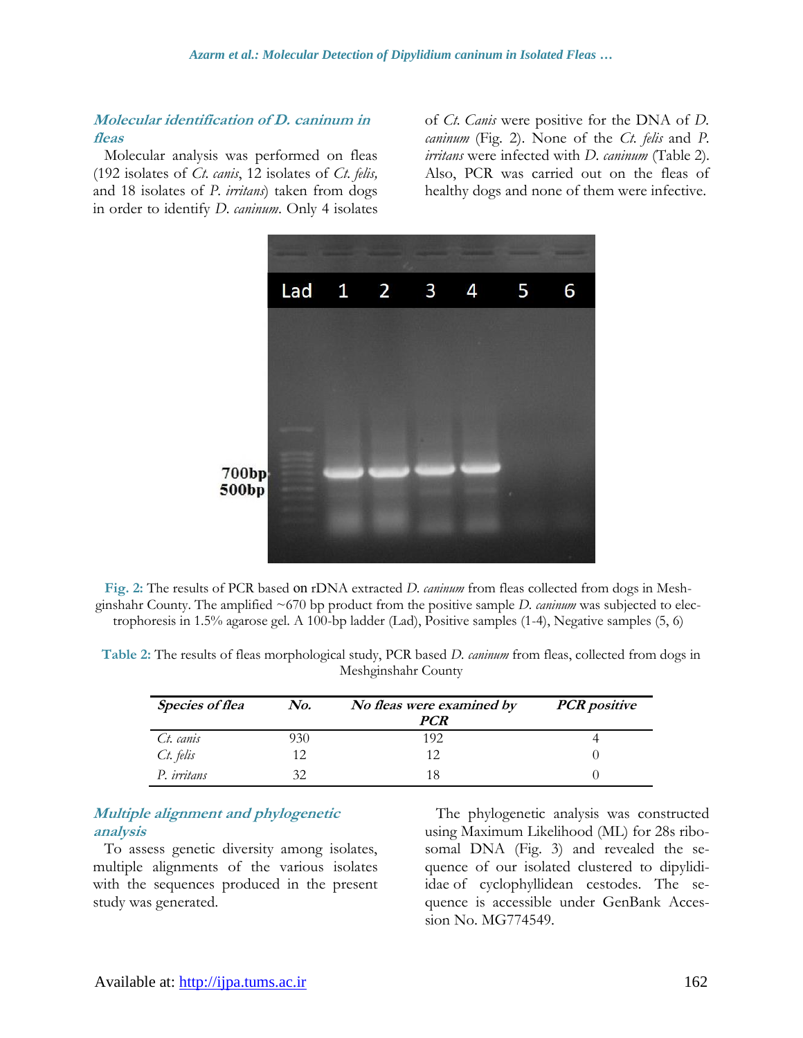### *Molecular identification of D. caninum in fleas*

Molecular analysis was performed on fleas (192 isolates of *Ct. canis*, 12 isolates of *Ct. felis,* and 18 isolates of *P. irritans*) taken from dogs in order to identify *D. caninum*. Only 4 isolates of *Ct. Canis* were positive for the DNA of *D. caninum* (Fig. 2). None of the *Ct. felis* and *P. irritans* were infected with *D. caninum* (Table 2). Also, PCR was carried out on the fleas of healthy dogs and none of them were infective.

**Fig. 2:** The results of PCR based on rDNA extracted *D. caninum* from fleas collected from dogs in Meshginshahr County. The amplified ~670 bp product from the positive sample *D. caninum* was subjected to electrophoresis in 1.5% agarose gel. A 100-bp ladder (Lad), Positive samples (1-4), Negative samples (5, 6)

**Table 2:** The results of fleas morphological study, PCR based *D. caninum* from fleas, collected from dogs in Meshginshahr County

| *Species of flea* | *No.* | *No fleas were examined by PCR* | *PCR positive* |
|---|---|---|---|
| *Ct. canis* | 930 | 192 | 4 |
| *Ct. felis* | 12 | 12 | 0 |
| *P. irritans* | 32 | 18 | 0 |

### *Multiple alignment and phylogenetic analysis*

To assess genetic diversity among isolates, multiple alignments of the various isolates with the sequences produced in the present study was generated.

The phylogenetic analysis was constructed using Maximum Likelihood (ML) for 28s ribosomal DNA (Fig. 3) and revealed the sequence of our isolated clustered to dipylidiidae of cyclophyllidean cestodes. The sequence is accessible under GenBank Accession No. MG774549.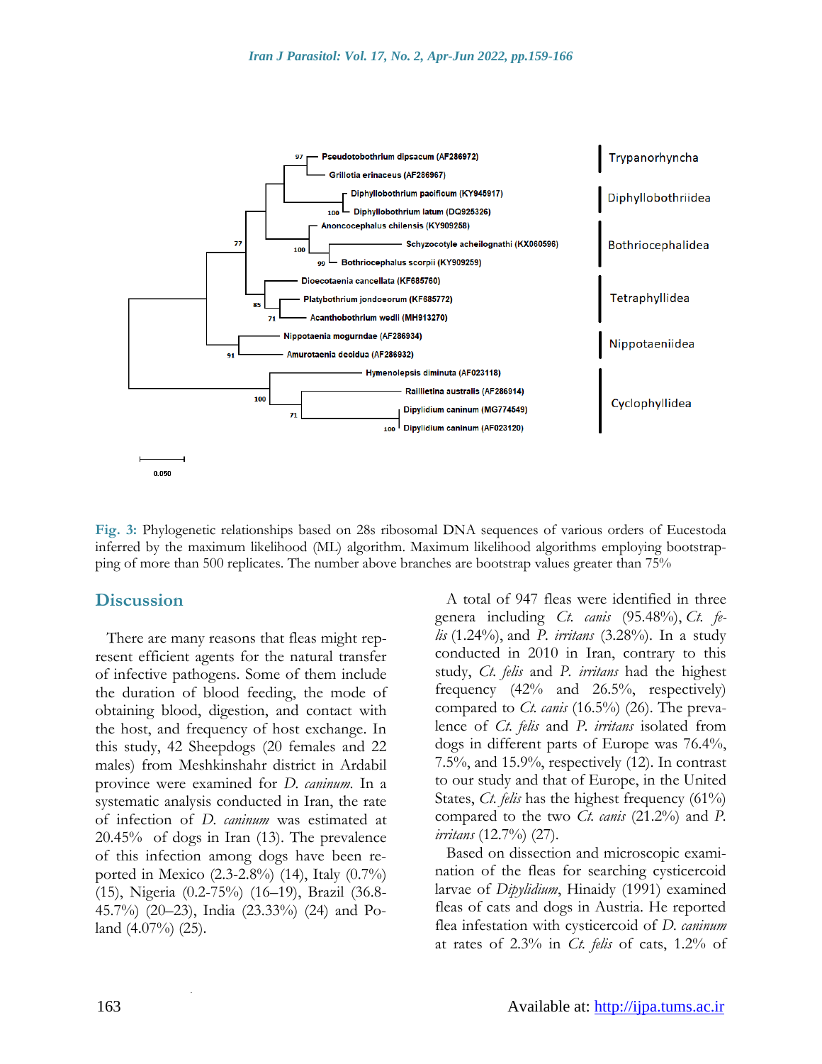**Fig. 3:** Phylogenetic relationships based on 28s ribosomal DNA sequences of various orders of Eucestoda inferred by the maximum likelihood (ML) algorithm. Maximum likelihood algorithms employing bootstrapping of more than 500 replicates. The number above branches are bootstrap values greater than 75%

## Discussion

There are many reasons that fleas might represent efficient agents for the natural transfer of infective pathogens. Some of them include the duration of blood feeding, the mode of obtaining blood, digestion, and contact with the host, and frequency of host exchange. In this study, 42 Sheepdogs (20 females and 22 males) from Meshkinshahr district in Ardabil province were examined for *D. caninum*. In a systematic analysis conducted in Iran, the rate of infection of *D. caninum* was estimated at 20.45% of dogs in Iran (13). The prevalence of this infection among dogs have been reported in Mexico (2.3-2.8%) (14), Italy (0.7%) (15), Nigeria (0.2-75%) (16–19), Brazil (36.8-45.7%) (20–23), India (23.33%) (24) and Poland (4.07%) (25).

A total of 947 fleas were identified in three genera including *Ct. canis* (95.48%), *Ct. felis* (1.24%), and *P. irritans* (3.28%). In a study conducted in 2010 in Iran, contrary to this study, *Ct. felis* and *P. irritans* had the highest frequency (42% and 26.5%, respectively) compared to *Ct. canis* (16.5%) (26). The prevalence of *Ct. felis* and *P. irritans* isolated from dogs in different parts of Europe was 76.4%, 7.5%, and 15.9%, respectively (12). In contrast to our study and that of Europe, in the United States, *Ct. felis* has the highest frequency (61%) compared to the two *Ct. canis* (21.2%) and *P. irritans* (12.7%) (27).

Based on dissection and microscopic examination of the fleas for searching cysticercoid larvae of *Dipylidium*, Hinaidy (1991) examined fleas of cats and dogs in Austria. He reported flea infestation with cysticercoid of *D. caninum* at rates of 2.3% in *Ct. felis* of cats, 1.2% of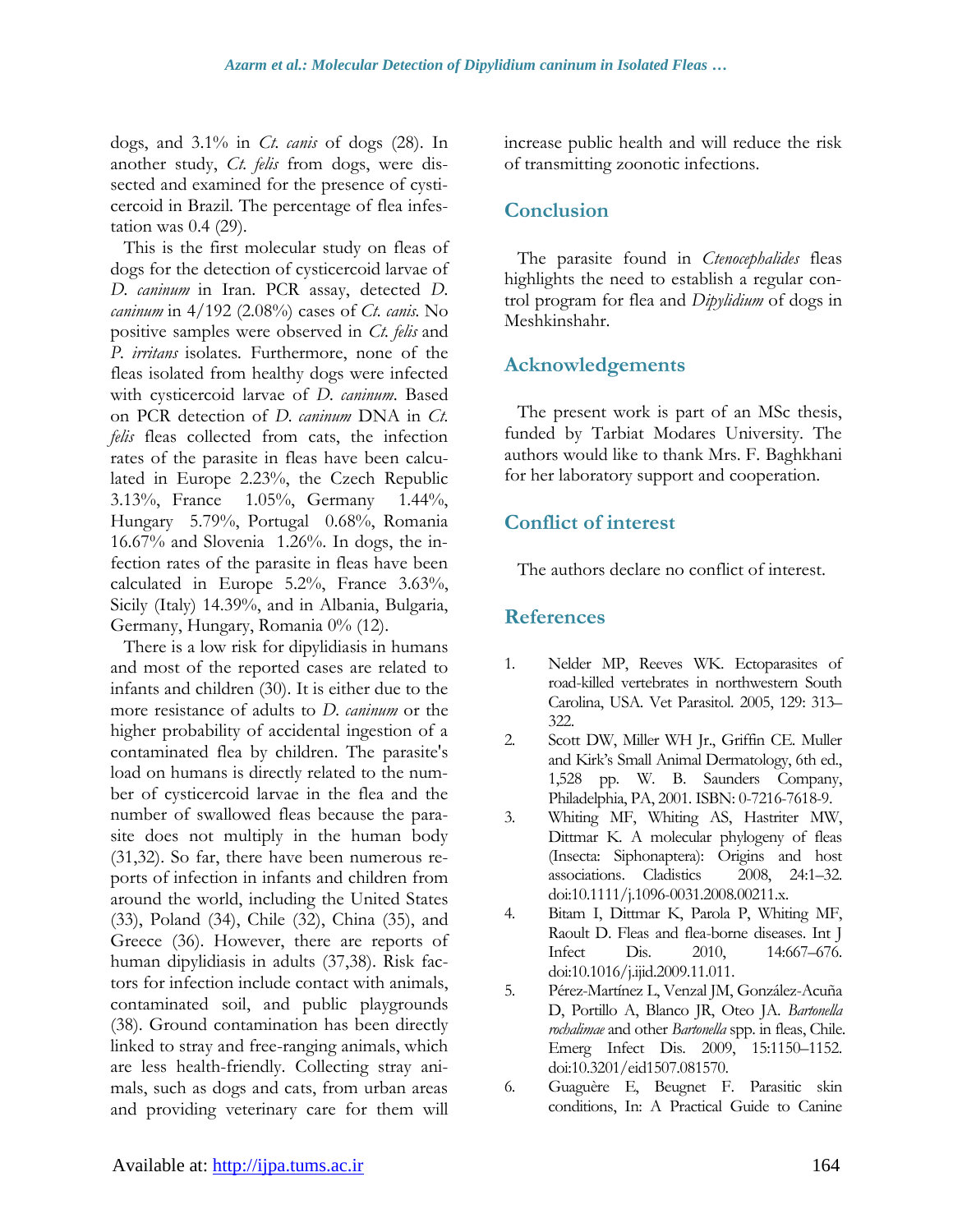dogs, and 3.1% in *Ct. canis* of dogs (28). In another study, *Ct. felis* from dogs, were dissected and examined for the presence of cysticercoid in Brazil. The percentage of flea infestation was 0.4 (29).

This is the first molecular study on fleas of dogs for the detection of cysticercoid larvae of *D. caninum* in Iran. PCR assay, detected *D. caninum* in 4/192 (2.08%) cases of *Ct. canis*. No positive samples were observed in *Ct. felis* and *P. irritans* isolates. Furthermore, none of the fleas isolated from healthy dogs were infected with cysticercoid larvae of *D. caninum*. Based on PCR detection of *D. caninum* DNA in *Ct. felis* fleas collected from cats, the infection rates of the parasite in fleas have been calculated in Europe 2.23%, the Czech Republic 3.13%, France 1.05%, Germany 1.44%, Hungary 5.79%, Portugal 0.68%, Romania 16.67% and Slovenia 1.26%. In dogs, the infection rates of the parasite in fleas have been calculated in Europe 5.2%, France 3.63%, Sicily (Italy) 14.39%, and in Albania, Bulgaria, Germany, Hungary, Romania 0% (12).

There is a low risk for dipylidiasis in humans and most of the reported cases are related to infants and children (30). It is either due to the more resistance of adults to *D. caninum* or the higher probability of accidental ingestion of a contaminated flea by children. The parasite's load on humans is directly related to the number of cysticercoid larvae in the flea and the number of swallowed fleas because the parasite does not multiply in the human body (31,32). So far, there have been numerous reports of infection in infants and children from around the world, including the United States (33), Poland (34), Chile (32), China (35), and Greece (36). However, there are reports of human dipylidiasis in adults (37,38). Risk factors for infection include contact with animals, contaminated soil, and public playgrounds (38). Ground contamination has been directly linked to stray and free-ranging animals, which are less health-friendly. Collecting stray animals, such as dogs and cats, from urban areas and providing veterinary care for them will increase public health and will reduce the risk of transmitting zoonotic infections.

## Conclusion

The parasite found in *Ctenocephalides* fleas highlights the need to establish a regular control program for flea and *Dipylidium* of dogs in Meshkinshahr.

## Acknowledgements

The present work is part of an MSc thesis, funded by Tarbiat Modares University. The authors would like to thank Mrs. F. Baghkhani for her laboratory support and cooperation.

## Conflict of interest

The authors declare no conflict of interest.

## References

1. Nelder MP, Reeves WK. Ectoparasites of road-killed vertebrates in northwestern South Carolina, USA. Vet Parasitol. 2005, 129: 313–322.
2. Scott DW, Miller WH Jr., Griffin CE. Muller and Kirk's Small Animal Dermatology, 6th ed., 1,528 pp. W. B. Saunders Company, Philadelphia, PA, 2001. ISBN: 0-7216-7618-9.
3. Whiting MF, Whiting AS, Hastriter MW, Dittmar K. A molecular phylogeny of fleas (Insecta: Siphonaptera): Origins and host associations. Cladistics 2008, 24:1–32. doi:10.1111/j.1096-0031.2008.00211.x.
4. Bitam I, Dittmar K, Parola P, Whiting MF, Raoult D. Fleas and flea-borne diseases. Int J Infect Dis. 2010, 14:667–676. doi:10.1016/j.ijid.2009.11.011.
5. Pérez-Martínez L, Venzal JM, González-Acuña D, Portillo A, Blanco JR, Oteo JA. *Bartonella rochalimae* and other *Bartonella* spp. in fleas, Chile. Emerg Infect Dis. 2009, 15:1150–1152. doi:10.3201/eid1507.081570.
6. Guaguère E, Beugnet F. Parasitic skin conditions, In: A Practical Guide to Canine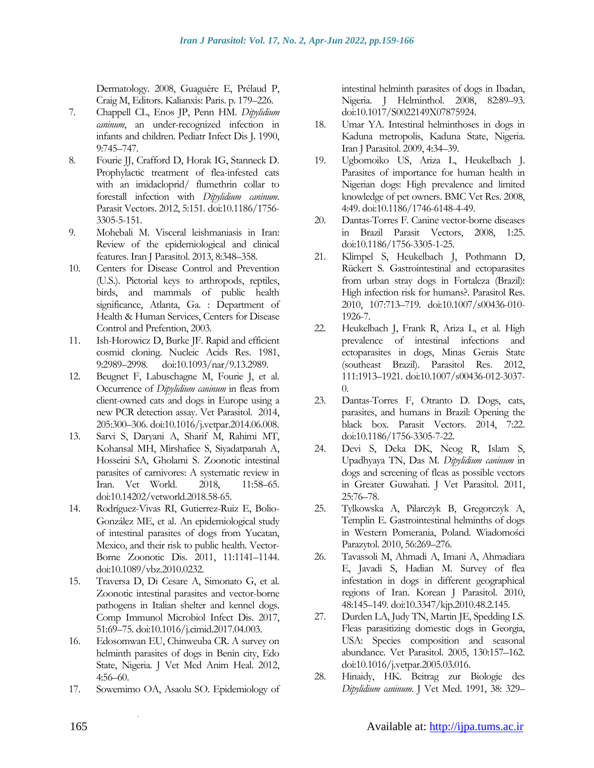Dermatology. 2008, Guaguère E, Prélaud P, Craig M, Editors. Kalianxis: Paris. p. 179–226.

7. Chappell CL, Enos JP, Penn HM. *Dipylidium caninum*, an under-recognized infection in infants and children. Pediatr Infect Dis J. 1990, 9:745–747.
8. Fourie JJ, Crafford D, Horak IG, Stanneck D. Prophylactic treatment of flea-infested cats with an imidacloprid/ flumethrin collar to forestall infection with *Dipylidium caninum*. Parasit Vectors. 2012, 5:151. doi:10.1186/1756-3305-5-151.
9. Mohebali M. Visceral leishmaniasis in Iran: Review of the epidemiological and clinical features. Iran J Parasitol. 2013, 8:348–358.
10. Centers for Disease Control and Prevention (U.S.). Pictorial keys to arthropods, reptiles, birds, and mammals of public health significance, Atlanta, Ga. : Department of Health & Human Services, Centers for Disease Control and Prefention, 2003.
11. Ish-Horowicz D, Burke JF. Rapid and efficient cosmid cloning. Nucleic Acids Res. 1981, 9:2989–2998. doi:10.1093/nar/9.13.2989.
12. Beugnet F, Labuschagne M, Fourie J, et al. Occurrence of *Dipylidium caninum* in fleas from client-owned cats and dogs in Europe using a new PCR detection assay. Vet Parasitol. 2014, 205:300–306. doi:10.1016/j.vetpar.2014.06.008.
13. Sarvi S, Daryani A, Sharif M, Rahimi MT, Kohansal MH, Mirshafiee S, Siyadatpanah A, Hosseini SA, Gholami S. Zoonotic intestinal parasites of carnivores: A systematic review in Iran. Vet World. 2018, 11:58–65. doi:10.14202/vetworld.2018.58-65.
14. Rodríguez-Vivas RI, Gutierrez-Ruiz E, Bolio-González ME, et al. An epidemiological study of intestinal parasites of dogs from Yucatan, Mexico, and their risk to public health. Vector-Borne Zoonotic Dis. 2011, 11:1141–1144. doi:10.1089/vbz.2010.0232.
15. Traversa D, Di Cesare A, Simonato G, et al. Zoonotic intestinal parasites and vector-borne pathogens in Italian shelter and kennel dogs. Comp Immunol Microbiol Infect Dis. 2017, 51:69–75. doi:10.1016/j.cimid.2017.04.003.
16. Edosomwan EU, Chinweuba CR. A survey on helminth parasites of dogs in Benin city, Edo State, Nigeria. J Vet Med Anim Heal. 2012, 4:56–60.
17. Sowemimo OA, Asaolu SO. Epidemiology of intestinal helminth parasites of dogs in Ibadan, Nigeria. J Helminthol. 2008, 82:89–93. doi:10.1017/S0022149X07875924.
18. Umar YA. Intestinal helminthoses in dogs in Kaduna metropolis, Kaduna State, Nigeria. Iran J Parasitol. 2009, 4:34–39.
19. Ugbomoiko US, Ariza L, Heukelbach J. Parasites of importance for human health in Nigerian dogs: High prevalence and limited knowledge of pet owners. BMC Vet Res. 2008, 4:49. doi:10.1186/1746-6148-4-49.
20. Dantas-Torres F. Canine vector-borne diseases in Brazil Parasit Vectors, 2008, 1:25. doi:10.1186/1756-3305-1-25.
21. Klimpel S, Heukelbach J, Pothmann D, Rückert S. Gastrointestinal and ectoparasites from urban stray dogs in Fortaleza (Brazil): High infection risk for humans?. Parasitol Res. 2010, 107:713–719. doi:10.1007/s00436-010-1926-7.
22. Heukelbach J, Frank R, Ariza L, et al. High prevalence of intestinal infections and ectoparasites in dogs, Minas Gerais State (southeast Brazil). Parasitol Res. 2012, 111:1913–1921. doi:10.1007/s00436-012-3037-0.
23. Dantas-Torres F, Otranto D. Dogs, cats, parasites, and humans in Brazil: Opening the black box. Parasit Vectors. 2014, 7:22. doi:10.1186/1756-3305-7-22.
24. Devi S, Deka DK, Neog R, Islam S, Upadhyaya TN, Das M. *Dipylidium caninum* in dogs and screening of fleas as possible vectors in Greater Guwahati. J Vet Parasitol. 2011, 25:76–78.
25. Tylkowska A, Pilarczyk B, Gregorczyk A, Templin E. Gastrointestinal helminths of dogs in Western Pomerania, Poland. Wiadomości Parazytol. 2010, 56:269–276.
26. Tavassoli M, Ahmadi A, Imani A, Ahmadiara E, Javadi S, Hadian M. Survey of flea infestation in dogs in different geographical regions of Iran. Korean J Parasitol. 2010, 48:145–149. doi:10.3347/kjp.2010.48.2.145.
27. Durden LA, Judy TN, Martin JE, Spedding LS. Fleas parasitizing domestic dogs in Georgia, USA: Species composition and seasonal abundance. Vet Parasitol. 2005, 130:157–162. doi:10.1016/j.vetpar.2005.03.016.
28. Hinaidy, HK. Beitrag zur Biologie des *Dipylidium caninum*. J Vet Med. 1991, 38: 329–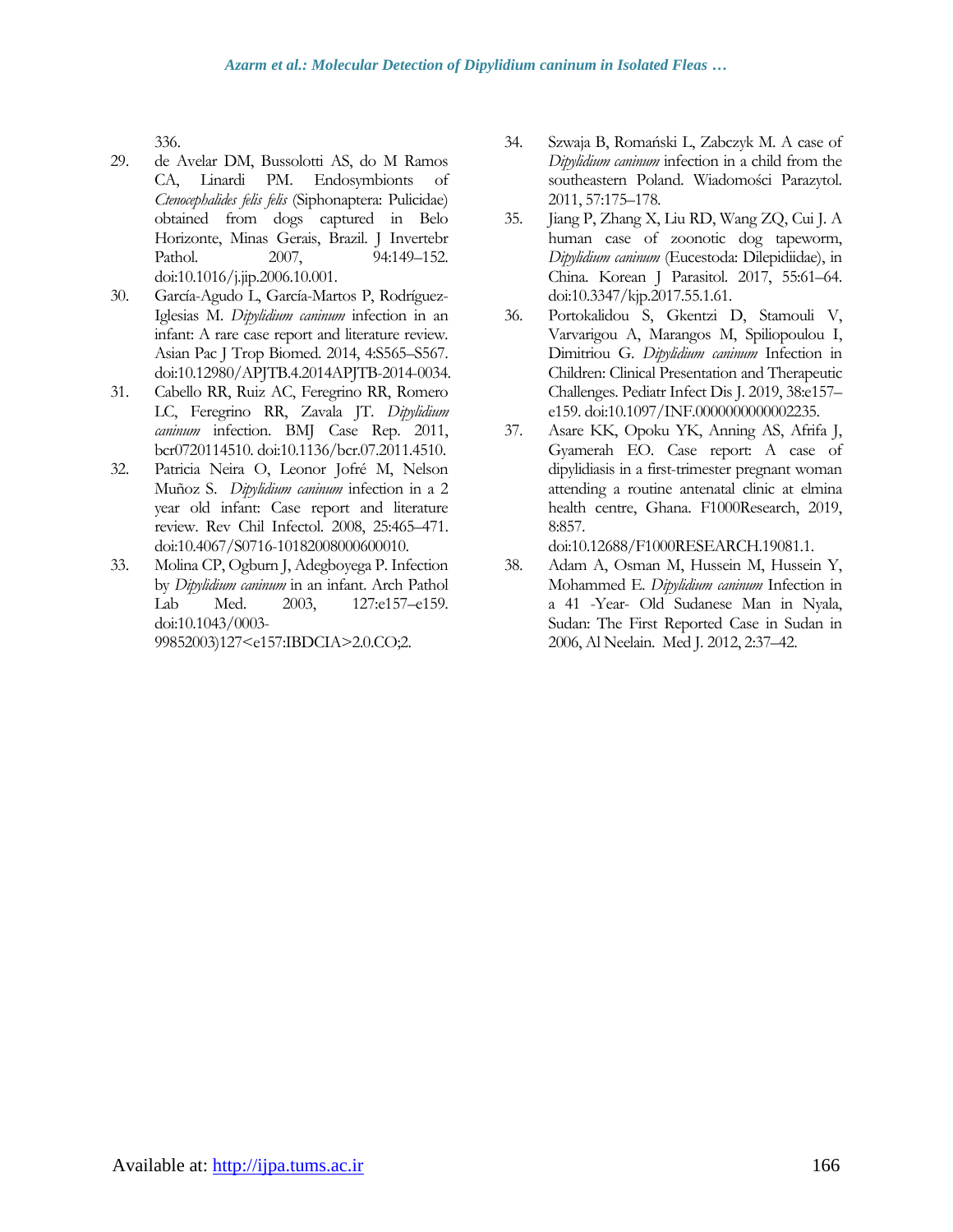336.

29. de Avelar DM, Bussolotti AS, do M Ramos CA, Linardi PM. Endosymbionts of *Ctenocephalides felis felis* (Siphonaptera: Pulicidae) obtained from dogs captured in Belo Horizonte, Minas Gerais, Brazil. J Invertebr Pathol. 2007, 94:149–152. doi:10.1016/j.jip.2006.10.001.
30. García-Agudo L, García-Martos P, Rodríguez-Iglesias M. *Dipylidium caninum* infection in an infant: A rare case report and literature review. Asian Pac J Trop Biomed. 2014, 4:S565–S567. doi:10.12980/APJTB.4.2014APJTB-2014-0034.
31. Cabello RR, Ruiz AC, Feregrino RR, Romero LC, Feregrino RR, Zavala JT. *Dipylidium caninum* infection. BMJ Case Rep. 2011, bcr0720114510. doi:10.1136/bcr.07.2011.4510.
32. Patricia Neira O, Leonor Jofré M, Nelson Muñoz S. *Dipylidium caninum* infection in a 2 year old infant: Case report and literature review. Rev Chil Infectol. 2008, 25:465–471. doi:10.4067/S0716-10182008000600010.
33. Molina CP, Ogburn J, Adegboyega P. Infection by *Dipylidium caninum* in an infant. Arch Pathol Lab Med. 2003, 127:e157–e159. doi:10.1043/0003-99852003)127<e157:IBDCIA>2.0.CO;2.
34. Szwaja B, Romański L, Zabczyk M. A case of *Dipylidium caninum* infection in a child from the southeastern Poland. Wiadomości Parazytol. 2011, 57:175–178.
35. Jiang P, Zhang X, Liu RD, Wang ZQ, Cui J. A human case of zoonotic dog tapeworm, *Dipylidium caninum* (Eucestoda: Dilepidiidae), in China. Korean J Parasitol. 2017, 55:61–64. doi:10.3347/kjp.2017.55.1.61.
36. Portokalidou S, Gkentzi D, Stamouli V, Varvarigou A, Marangos M, Spiliopoulou I, Dimitriou G. *Dipylidium caninum* Infection in Children: Clinical Presentation and Therapeutic Challenges. Pediatr Infect Dis J. 2019, 38:e157–e159. doi:10.1097/INF.0000000000002235.
37. Asare KK, Opoku YK, Anning AS, Afrifa J, Gyamerah EO. Case report: A case of dipylidiasis in a first-trimester pregnant woman attending a routine antenatal clinic at elmina health centre, Ghana. F1000Research, 2019, 8:857. doi:10.12688/F1000RESEARCH.19081.1.
38. Adam A, Osman M, Hussein M, Hussein Y, Mohammed E. *Dipylidium caninum* Infection in a 41 -Year- Old Sudanese Man in Nyala, Sudan: The First Reported Case in Sudan in 2006, Al Neelain. Med J. 2012, 2:37–42.